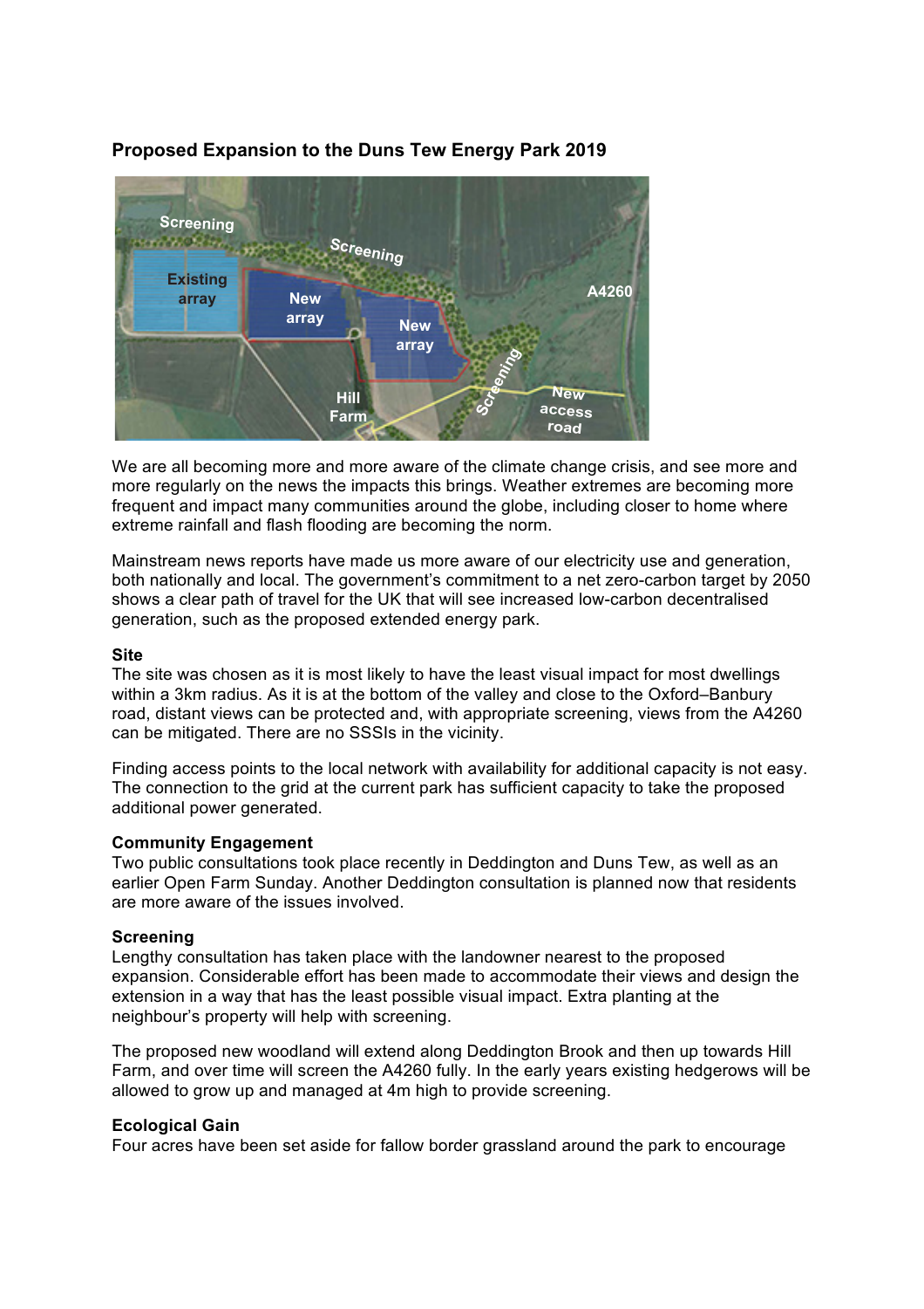## Proposed Expansion to the Duns Tew Energy Park 2019

We are all becoming more and more aware of the climate change crisis, and see more and more regularly on the news the impacts this brings. Weather extremes are becoming more frequent and impact many communities around the globe, including closer to home where extreme rainfall and flash flooding are becoming the norm.

Mainstream news reports have made us more aware of our electricity use and generation, both nationally and local. The government's commitment to a net zero-carbon target by 2050 shows a clear path of travel for the UK that will see increased low-carbon decentralised generation, such as the proposed extended energy park.

### Site

The site was chosen as it is most likely to have the least visual impact for most dwellings within a 3km radius. As it is at the bottom of the valley and close to the Oxford–Banbury road, distant views can be protected and, with appropriate screening, views from the A4260 can be mitigated. There are no SSSIs in the vicinity.

Finding access points to the local network with availability for additional capacity is not easy. The connection to the grid at the current park has sufficient capacity to take the proposed additional power generated.

### Community Engagement

Two public consultations took place recently in Deddington and Duns Tew, as well as an earlier Open Farm Sunday. Another Deddington consultation is planned now that residents are more aware of the issues involved.

### Screening

Lengthy consultation has taken place with the landowner nearest to the proposed expansion. Considerable effort has been made to accommodate their views and design the extension in a way that has the least possible visual impact. Extra planting at the neighbour's property will help with screening.

The proposed new woodland will extend along Deddington Brook and then up towards Hill Farm, and over time will screen the A4260 fully. In the early years existing hedgerows will be allowed to grow up and managed at 4m high to provide screening.

### Ecological Gain

Four acres have been set aside for fallow border grassland around the park to encourage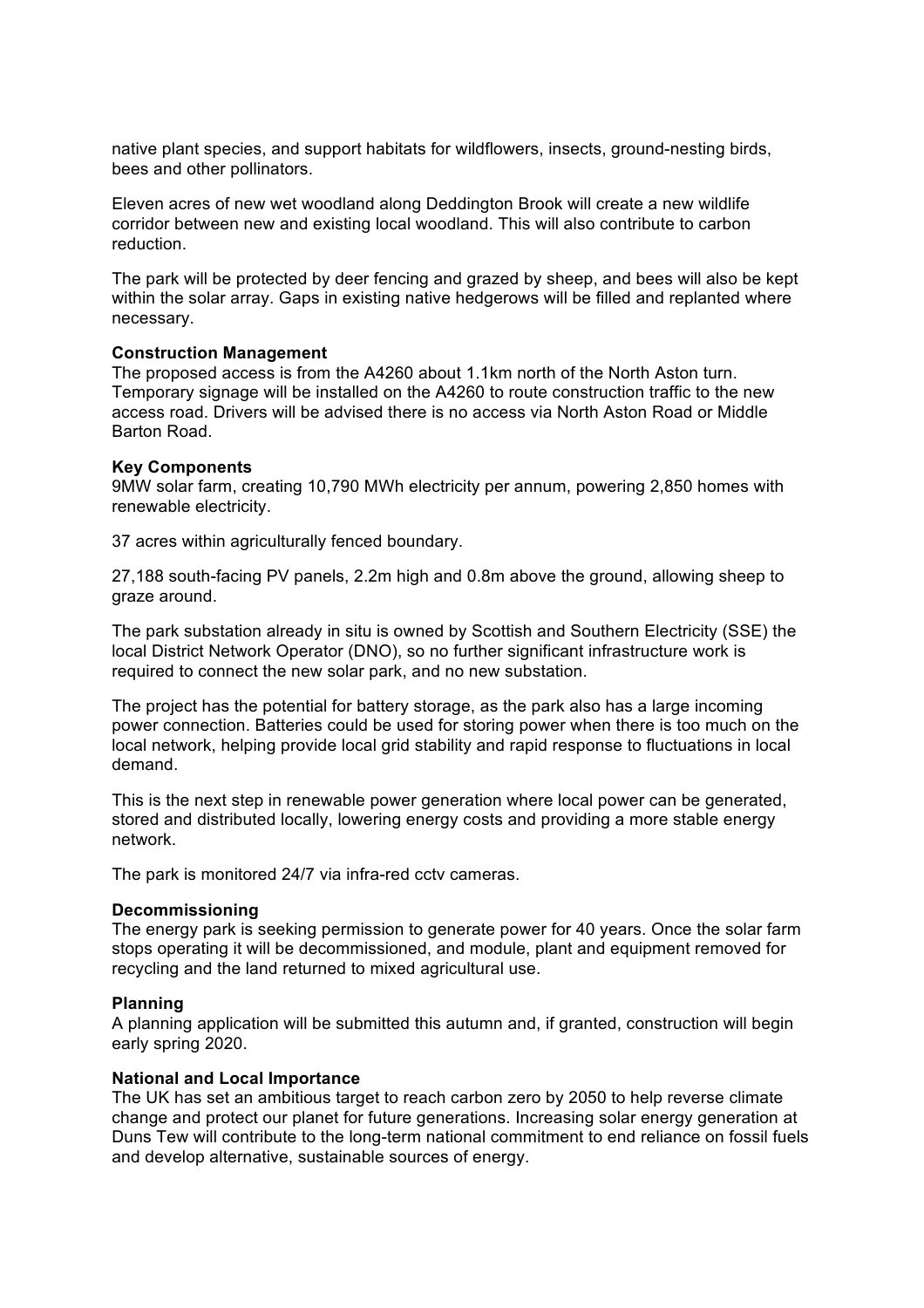native plant species, and support habitats for wildflowers, insects, ground-nesting birds, bees and other pollinators.

Eleven acres of new wet woodland along Deddington Brook will create a new wildlife corridor between new and existing local woodland. This will also contribute to carbon reduction.

The park will be protected by deer fencing and grazed by sheep, and bees will also be kept within the solar array. Gaps in existing native hedgerows will be filled and replanted where necessary.

**Construction Management**
The proposed access is from the A4260 about 1.1km north of the North Aston turn. Temporary signage will be installed on the A4260 to route construction traffic to the new access road. Drivers will be advised there is no access via North Aston Road or Middle Barton Road.

**Key Components**
9MW solar farm, creating 10,790 MWh electricity per annum, powering 2,850 homes with renewable electricity.

37 acres within agriculturally fenced boundary.

27,188 south-facing PV panels, 2.2m high and 0.8m above the ground, allowing sheep to graze around.

The park substation already in situ is owned by Scottish and Southern Electricity (SSE) the local District Network Operator (DNO), so no further significant infrastructure work is required to connect the new solar park, and no new substation.

The project has the potential for battery storage, as the park also has a large incoming power connection. Batteries could be used for storing power when there is too much on the local network, helping provide local grid stability and rapid response to fluctuations in local demand.

This is the next step in renewable power generation where local power can be generated, stored and distributed locally, lowering energy costs and providing a more stable energy network.

The park is monitored 24/7 via infra-red cctv cameras.

**Decommissioning**
The energy park is seeking permission to generate power for 40 years. Once the solar farm stops operating it will be decommissioned, and module, plant and equipment removed for recycling and the land returned to mixed agricultural use.

**Planning**
A planning application will be submitted this autumn and, if granted, construction will begin early spring 2020.

**National and Local Importance**
The UK has set an ambitious target to reach carbon zero by 2050 to help reverse climate change and protect our planet for future generations. Increasing solar energy generation at Duns Tew will contribute to the long-term national commitment to end reliance on fossil fuels and develop alternative, sustainable sources of energy.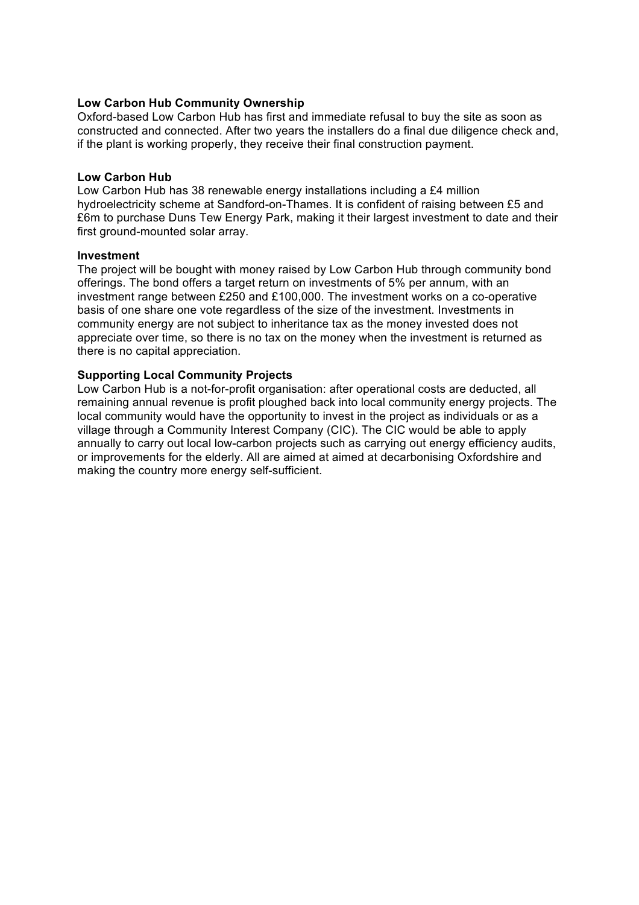**Low Carbon Hub Community Ownership**

Oxford-based Low Carbon Hub has first and immediate refusal to buy the site as soon as constructed and connected. After two years the installers do a final due diligence check and, if the plant is working properly, they receive their final construction payment.

**Low Carbon Hub**

Low Carbon Hub has 38 renewable energy installations including a £4 million hydroelectricity scheme at Sandford-on-Thames. It is confident of raising between £5 and £6m to purchase Duns Tew Energy Park, making it their largest investment to date and their first ground-mounted solar array.

**Investment**

The project will be bought with money raised by Low Carbon Hub through community bond offerings. The bond offers a target return on investments of 5% per annum, with an investment range between £250 and £100,000. The investment works on a co-operative basis of one share one vote regardless of the size of the investment. Investments in community energy are not subject to inheritance tax as the money invested does not appreciate over time, so there is no tax on the money when the investment is returned as there is no capital appreciation.

**Supporting Local Community Projects**

Low Carbon Hub is a not-for-profit organisation: after operational costs are deducted, all remaining annual revenue is profit ploughed back into local community energy projects. The local community would have the opportunity to invest in the project as individuals or as a village through a Community Interest Company (CIC). The CIC would be able to apply annually to carry out local low-carbon projects such as carrying out energy efficiency audits, or improvements for the elderly. All are aimed at aimed at decarbonising Oxfordshire and making the country more energy self-sufficient.